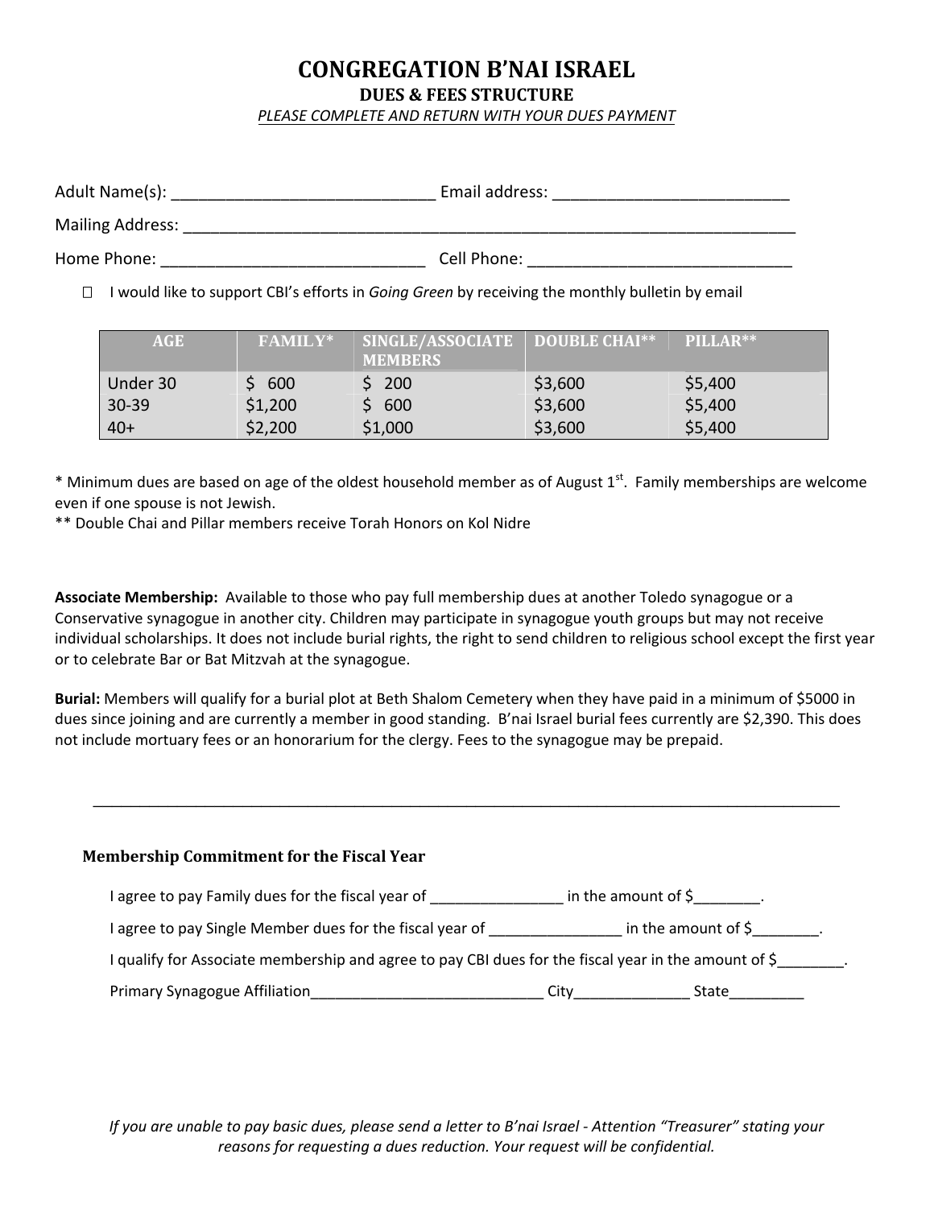# CONGREGATION B'NAI ISRAEL

## DUES & FEES STRUCTURE

*PLEASE COMPLETE AND RETURN WITH YOUR DUES PAYMENT*

Adult Name(s): ______________________________ Email address: __________________________

Mailing Address: ______________________________________________________________________

Home Phone: ______________________________ Cell Phone: ______________________________

☐ I would like to support CBI's efforts in *Going Green* by receiving the monthly bulletin by email

| AGE | FAMILY* | SINGLE/ASSOCIATE MEMBERS | DOUBLE CHAI** | PILLAR** |
|---|---|---|---|---|
| Under 30 | $ 600 | $ 200 | $3,600 | $5,400 |
| 30-39 | $1,200 | $ 600 | $3,600 | $5,400 |
| 40+ | $2,200 | $1,000 | $3,600 | $5,400 |

* Minimum dues are based on age of the oldest household member as of August 1st. Family memberships are welcome even if one spouse is not Jewish.

** Double Chai and Pillar members receive Torah Honors on Kol Nidre

**Associate Membership:** Available to those who pay full membership dues at another Toledo synagogue or a Conservative synagogue in another city. Children may participate in synagogue youth groups but may not receive individual scholarships. It does not include burial rights, the right to send children to religious school except the first year or to celebrate Bar or Bat Mitzvah at the synagogue.

**Burial:** Members will qualify for a burial plot at Beth Shalom Cemetery when they have paid in a minimum of $5000 in dues since joining and are currently a member in good standing. B'nai Israel burial fees currently are $2,390. This does not include mortuary fees or an honorarium for the clergy. Fees to the synagogue may be prepaid.

---

### Membership Commitment for the Fiscal Year

I agree to pay Family dues for the fiscal year of ________________ in the amount of $________.

I agree to pay Single Member dues for the fiscal year of ________________ in the amount of $________.

I qualify for Associate membership and agree to pay CBI dues for the fiscal year in the amount of $________.

Primary Synagogue Affiliation_____________________________ City______________ State_________

*If you are unable to pay basic dues, please send a letter to B'nai Israel - Attention "Treasurer" stating your reasons for requesting a dues reduction. Your request will be confidential.*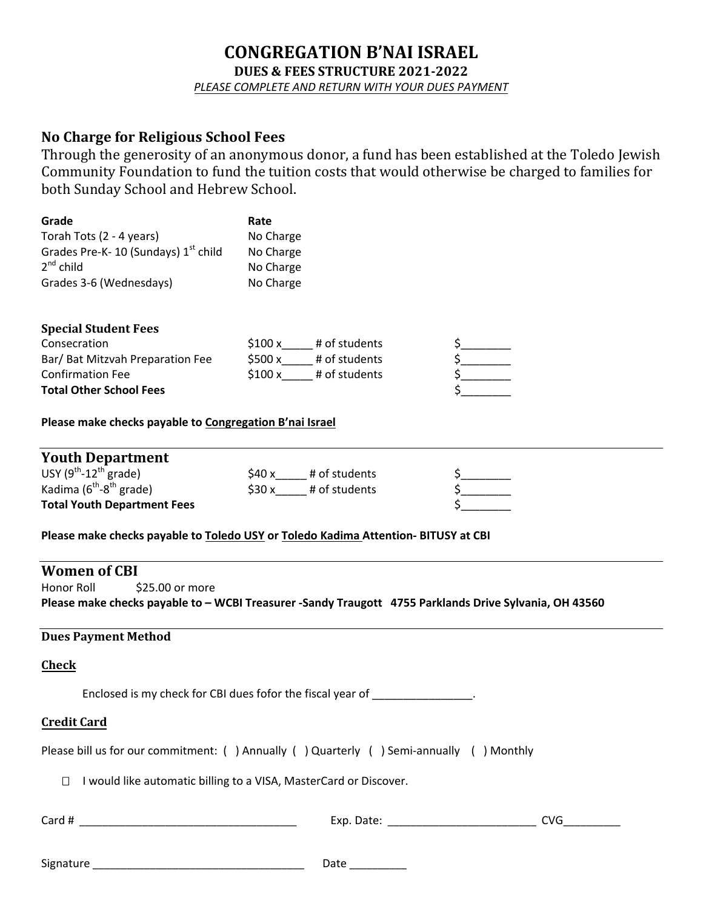# CONGREGATION B'NAI ISRAEL

**DUES & FEES STRUCTURE 2021-2022**

*PLEASE COMPLETE AND RETURN WITH YOUR DUES PAYMENT*

## No Charge for Religious School Fees

Through the generosity of an anonymous donor, a fund has been established at the Toledo Jewish Community Foundation to fund the tuition costs that would otherwise be charged to families for both Sunday School and Hebrew School.

| Grade | Rate |
|---|---|
| Torah Tots (2 - 4 years) | No Charge |
| Grades Pre-K- 10 (Sundays) 1st child | No Charge |
| 2nd child | No Charge |
| Grades 3-6 (Wednesdays) | No Charge |

| **Special Student Fees** | | |
|---|---|---|
| Consecration | $100 x_____ # of students | $________ |
| Bar/ Bat Mitzvah Preparation Fee | $500 x_____ # of students | $________ |
| Confirmation Fee | $100 x_____ # of students | $________ |
| **Total Other School Fees** | | $________ |

**Please make checks payable to Congregation B'nai Israel**

## Youth Department

| | | |
|---|---|---|
| USY (9th-12th grade) | $40 x_____ # of students | $________ |
| Kadima (6th-8th grade) | $30 x_____ # of students | $________ |
| **Total Youth Department Fees** | | $________ |

**Please make checks payable to Toledo USY or Toledo Kadima Attention- BITUSY at CBI**

## Women of CBI

Honor Roll $25.00 or more

**Please make checks payable to – WCBI Treasurer -Sandy Traugott 4755 Parklands Drive Sylvania, OH 43560**

### Dues Payment Method

**Check**

Enclosed is my check for CBI dues fofor the fiscal year of ________________.

**Credit Card**

Please bill us for our commitment: ( ) Annually ( ) Quarterly ( ) Semi-annually ( ) Monthly

☐ I would like automatic billing to a VISA, MasterCard or Discover.

Card # ____________________________________ Exp. Date: _________________________ CVG_________

Signature ___________________________________ Date _________